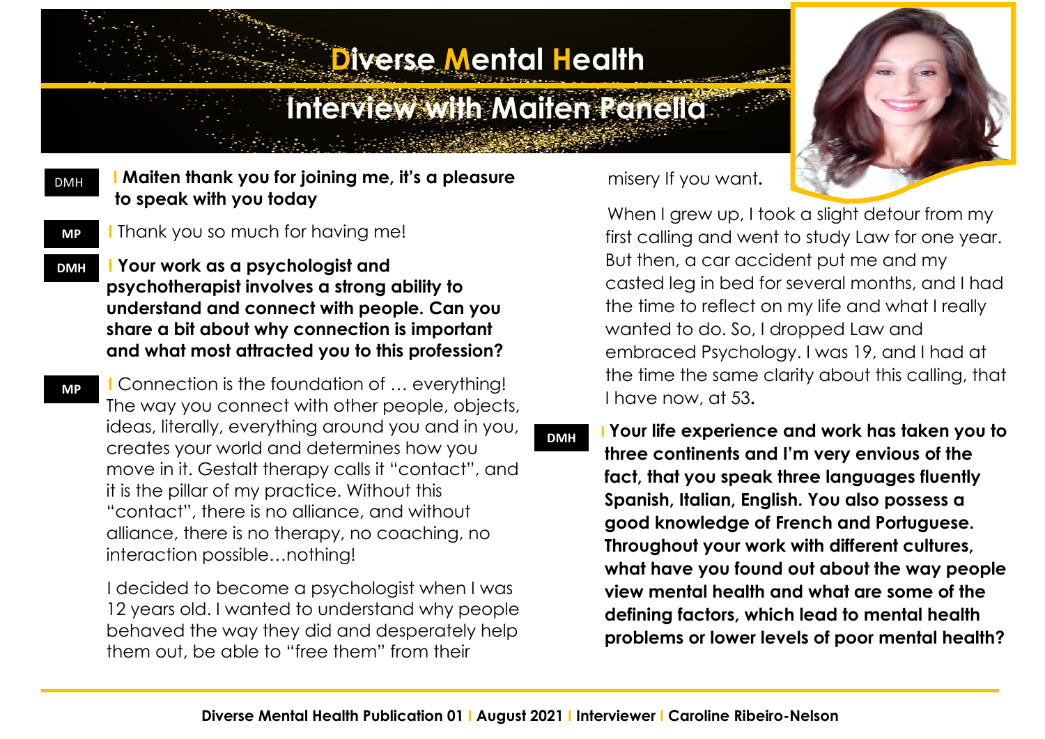# Diverse Mental Health

## Interview with Maiten Panella

**DMH** **Maiten thank you for joining me, it's a pleasure to speak with you today**

**MP** Thank you so much for having me!

**DMH** **Your work as a psychologist and psychotherapist involves a strong ability to understand and connect with people. Can you share a bit about why connection is important and what most attracted you to this profession?**

**MP** Connection is the foundation of … everything! The way you connect with other people, objects, ideas, literally, everything around you and in you, creates your world and determines how you move in it. Gestalt therapy calls it "contact", and it is the pillar of my practice. Without this "contact", there is no alliance, and without alliance, there is no therapy, no coaching, no interaction possible…nothing!

I decided to become a psychologist when I was 12 years old. I wanted to understand why people behaved the way they did and desperately help them out, be able to "free them" from their misery If you want.

When I grew up, I took a slight detour from my first calling and went to study Law for one year. But then, a car accident put me and my casted leg in bed for several months, and I had the time to reflect on my life and what I really wanted to do. So, I dropped Law and embraced Psychology. I was 19, and I had at the time the same clarity about this calling, that I have now, at 53.

**DMH** **Your life experience and work has taken you to three continents and I'm very envious of the fact, that you speak three languages fluently Spanish, Italian, English. You also possess a good knowledge of French and Portuguese. Throughout your work with different cultures, what have you found out about the way people view mental health and what are some of the defining factors, which lead to mental health problems or lower levels of poor mental health?**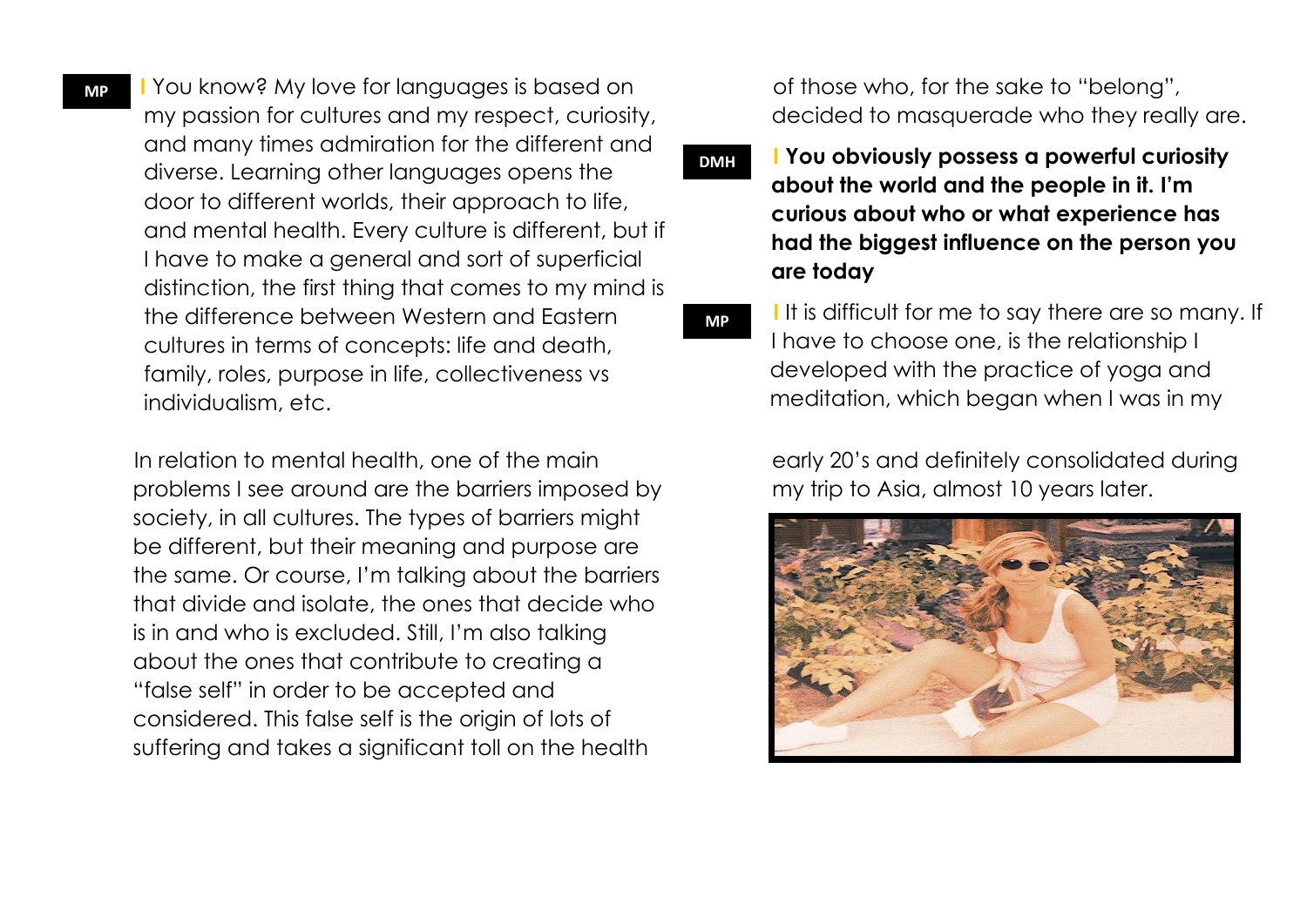**MP** You know? My love for languages is based on my passion for cultures and my respect, curiosity, and many times admiration for the different and diverse. Learning other languages opens the door to different worlds, their approach to life, and mental health. Every culture is different, but if I have to make a general and sort of superficial distinction, the first thing that comes to my mind is the difference between Western and Eastern cultures in terms of concepts: life and death, family, roles, purpose in life, collectiveness vs individualism, etc.

In relation to mental health, one of the main problems I see around are the barriers imposed by society, in all cultures. The types of barriers might be different, but their meaning and purpose are the same. Or course, I'm talking about the barriers that divide and isolate, the ones that decide who is in and who is excluded. Still, I'm also talking about the ones that contribute to creating a "false self" in order to be accepted and considered. This false self is the origin of lots of suffering and takes a significant toll on the health of those who, for the sake to "belong", decided to masquerade who they really are.

**DMH** **You obviously possess a powerful curiosity about the world and the people in it. I'm curious about who or what experience has had the biggest influence on the person you are today**

**MP** It is difficult for me to say there are so many. If I have to choose one, is the relationship I developed with the practice of yoga and meditation, which began when I was in my early 20's and definitely consolidated during my trip to Asia, almost 10 years later.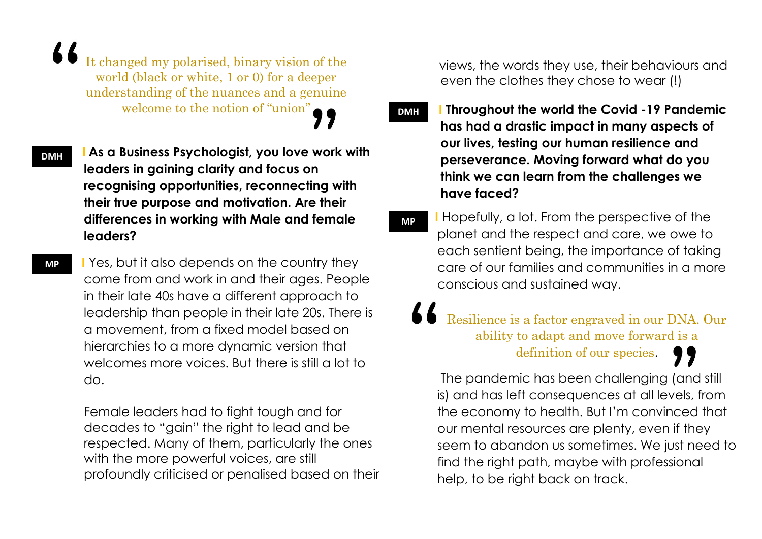> "It changed my polarised, binary vision of the world (black or white, 1 or 0) for a deeper understanding of the nuances and a genuine welcome to the notion of "union""

**DMH** | **As a Business Psychologist, you love work with leaders in gaining clarity and focus on recognising opportunities, reconnecting with their true purpose and motivation. Are their differences in working with Male and female leaders?**

**MP** | Yes, but it also depends on the country they come from and work in and their ages. People in their late 40s have a different approach to leadership than people in their late 20s. There is a movement, from a fixed model based on hierarchies to a more dynamic version that welcomes more voices. But there is still a lot to do.

Female leaders had to fight tough and for decades to "gain" the right to lead and be respected. Many of them, particularly the ones with the more powerful voices, are still profoundly criticised or penalised based on their views, the words they use, their behaviours and even the clothes they chose to wear (!)

**DMH** | **Throughout the world the Covid -19 Pandemic has had a drastic impact in many aspects of our lives, testing our human resilience and perseverance. Moving forward what do you think we can learn from the challenges we have faced?**

**MP** | Hopefully, a lot. From the perspective of the planet and the respect and care, we owe to each sentient being, the importance of taking care of our families and communities in a more conscious and sustained way.

> "Resilience is a factor engraved in our DNA. Our ability to adapt and move forward is a definition of our species."

The pandemic has been challenging (and still is) and has left consequences at all levels, from the economy to health. But I'm convinced that our mental resources are plenty, even if they seem to abandon us sometimes. We just need to find the right path, maybe with professional help, to be right back on track.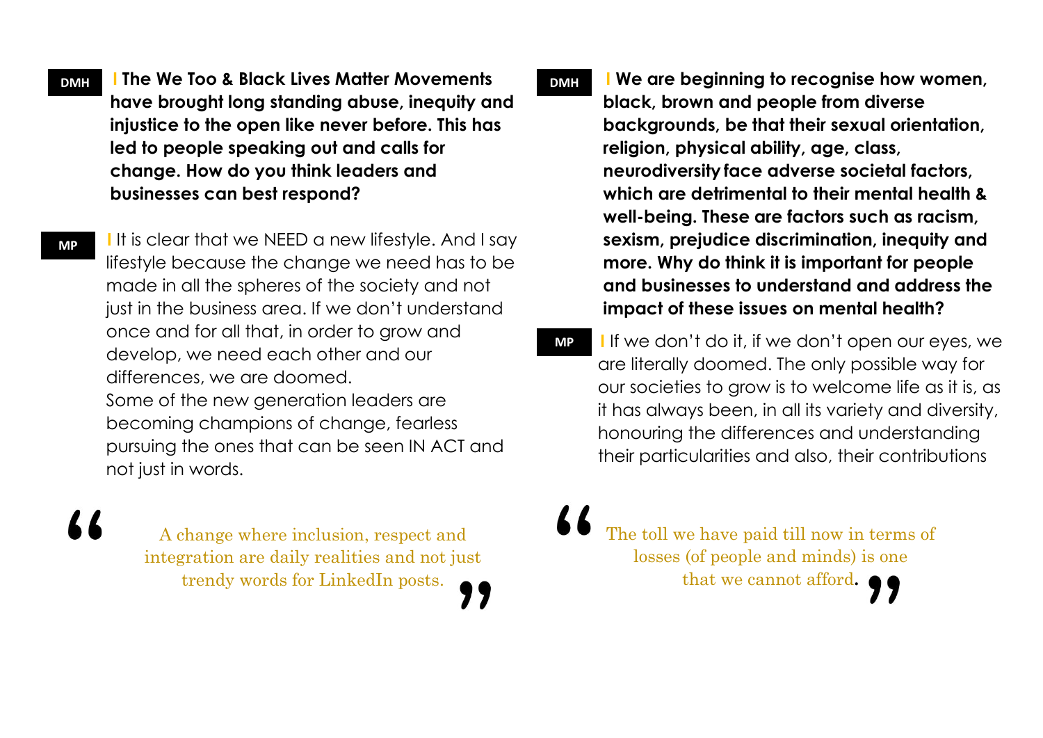**DMH** **The We Too & Black Lives Matter Movements have brought long standing abuse, inequity and injustice to the open like never before. This has led to people speaking out and calls for change. How do you think leaders and businesses can best respond?**

**MP** It is clear that we NEED a new lifestyle. And I say lifestyle because the change we need has to be made in all the spheres of the society and not just in the business area. If we don't understand once and for all that, in order to grow and develop, we need each other and our differences, we are doomed.
Some of the new generation leaders are becoming champions of change, fearless pursuing the ones that can be seen IN ACT and not just in words.

> "A change where inclusion, respect and integration are daily realities and not just trendy words for LinkedIn posts."

**DMH** **We are beginning to recognise how women, black, brown and people from diverse backgrounds, be that their sexual orientation, religion, physical ability, age, class, neurodiversity face adverse societal factors, which are detrimental to their mental health & well-being. These are factors such as racism, sexism, prejudice discrimination, inequity and more. Why do think it is important for people and businesses to understand and address the impact of these issues on mental health?**

**MP** If we don't do it, if we don't open our eyes, we are literally doomed. The only possible way for our societies to grow is to welcome life as it is, as it has always been, in all its variety and diversity, honouring the differences and understanding their particularities and also, their contributions

> "The toll we have paid till now in terms of losses (of people and minds) is one that we cannot afford."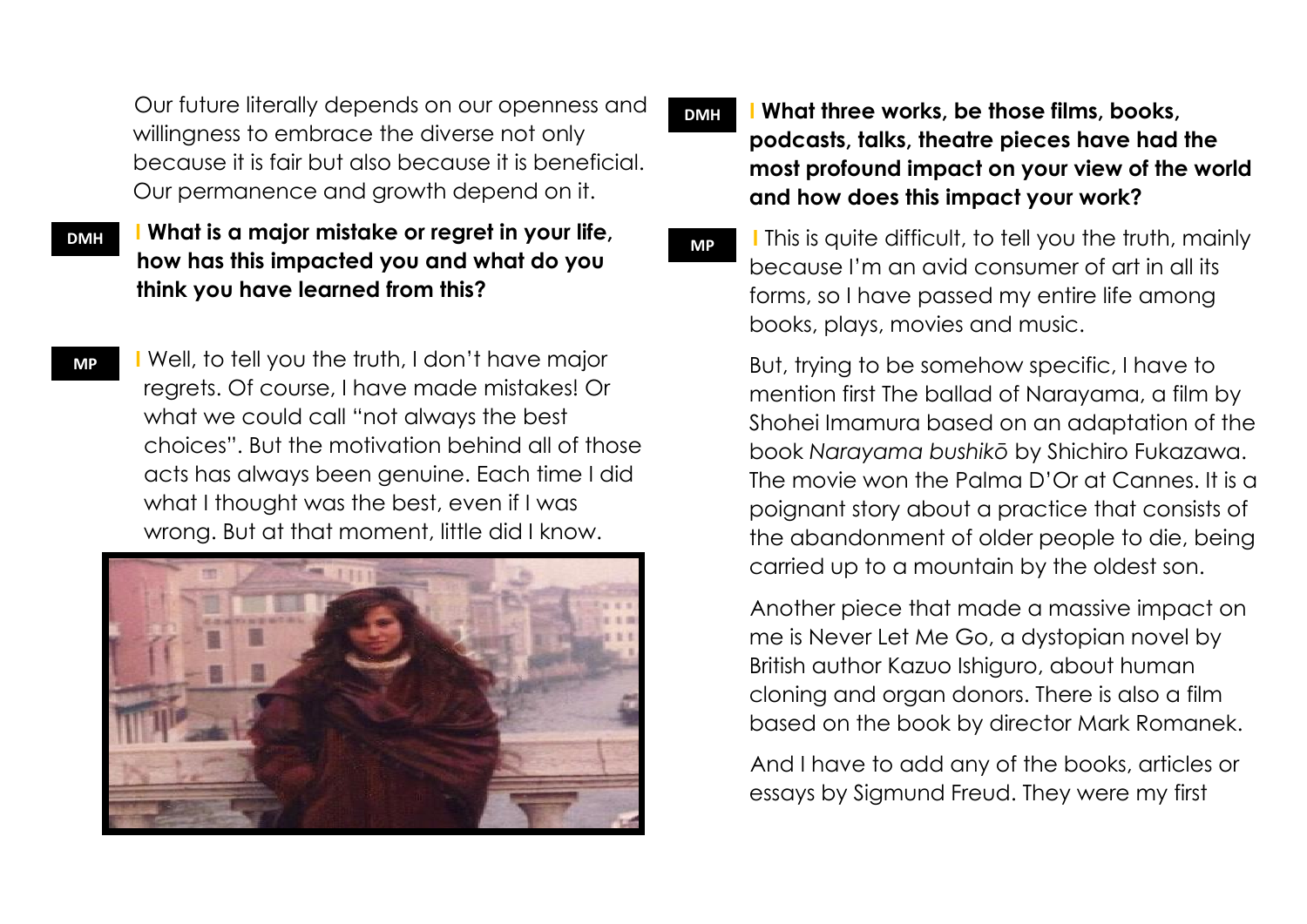Our future literally depends on our openness and willingness to embrace the diverse not only because it is fair but also because it is beneficial. Our permanence and growth depend on it.

**DMH** | **What is a major mistake or regret in your life, how has this impacted you and what do you think you have learned from this?**

**MP** | Well, to tell you the truth, I don't have major regrets. Of course, I have made mistakes! Or what we could call "not always the best choices". But the motivation behind all of those acts has always been genuine. Each time I did what I thought was the best, even if I was wrong. But at that moment, little did I know.

**DMH** | **What three works, be those films, books, podcasts, talks, theatre pieces have had the most profound impact on your view of the world and how does this impact your work?**

**MP** | This is quite difficult, to tell you the truth, mainly because I'm an avid consumer of art in all its forms, so I have passed my entire life among books, plays, movies and music.

But, trying to be somehow specific, I have to mention first The ballad of Narayama, a film by Shohei Imamura based on an adaptation of the book *Narayama bushikō* by Shichiro Fukazawa. The movie won the Palma D'Or at Cannes. It is a poignant story about a practice that consists of the abandonment of older people to die, being carried up to a mountain by the oldest son.

Another piece that made a massive impact on me is Never Let Me Go, a dystopian novel by British author Kazuo Ishiguro, about human cloning and organ donors. There is also a film based on the book by director Mark Romanek.

And I have to add any of the books, articles or essays by Sigmund Freud. They were my first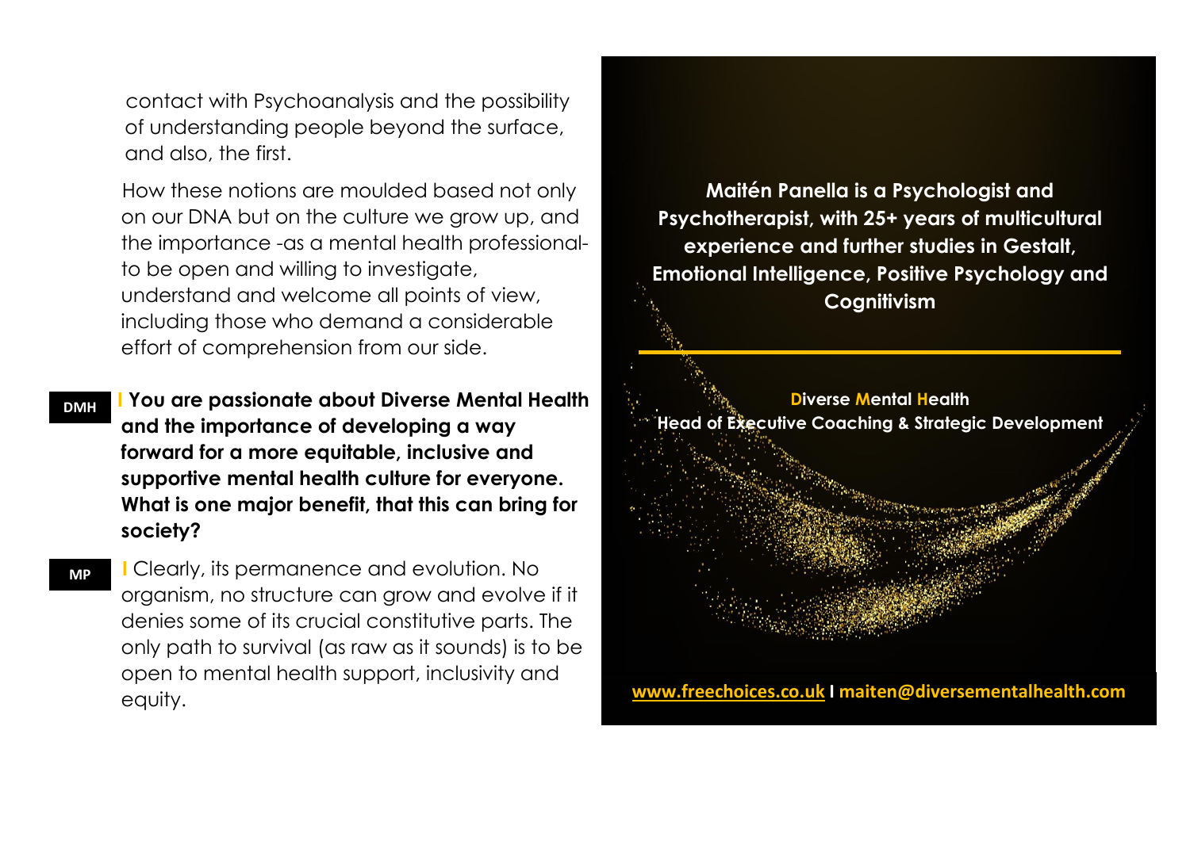contact with Psychoanalysis and the possibility of understanding people beyond the surface, and also, the first.

How these notions are moulded based not only on our DNA but on the culture we grow up, and the importance -as a mental health professional- to be open and willing to investigate, understand and welcome all points of view, including those who demand a considerable effort of comprehension from our side.

**DMH** | **You are passionate about Diverse Mental Health and the importance of developing a way forward for a more equitable, inclusive and supportive mental health culture for everyone. What is one major benefit, that this can bring for society?**

**MP** | Clearly, its permanence and evolution. No organism, no structure can grow and evolve if it denies some of its crucial constitutive parts. The only path to survival (as raw as it sounds) is to be open to mental health support, inclusivity and equity.

**Maitén Panella is a Psychologist and Psychotherapist, with 25+ years of multicultural experience and further studies in Gestalt, Emotional Intelligence, Positive Psychology and Cognitivism**

**Diverse Mental Health**
**Head of Executive Coaching & Strategic Development**

www.freechoices.co.uk I maiten@diversementalhealth.com